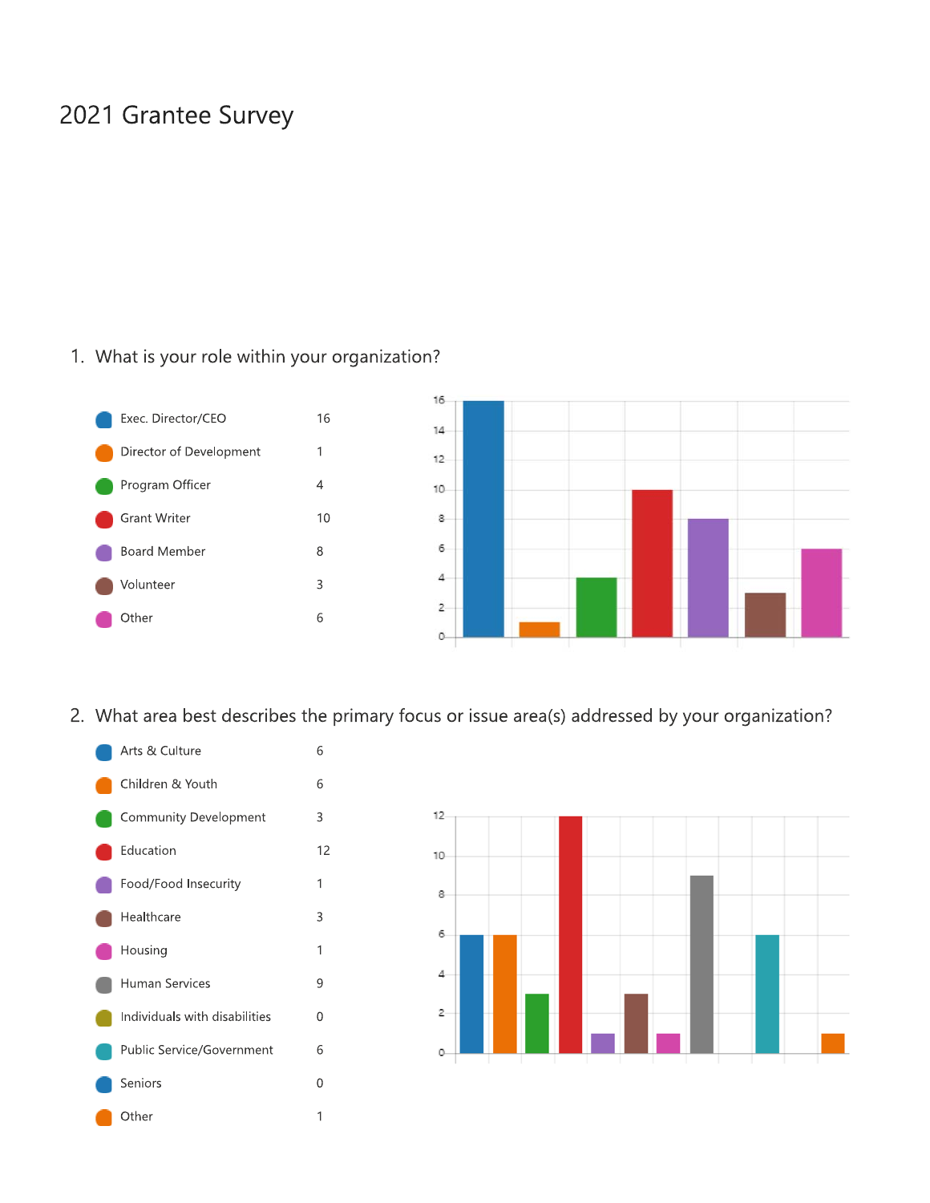# 2021 Grantee Survey

## 1. What is your role within your organization?

| Role | Count |
|---|---|
| Exec. Director/CEO | 16 |
| Director of Development | 1 |
| Program Officer | 4 |
| Grant Writer | 10 |
| Board Member | 8 |
| Volunteer | 3 |
| Other | 6 |

## 2. What area best describes the primary focus or issue area(s) addressed by your organization?

| Area | Count |
|---|---|
| Arts & Culture | 6 |
| Children & Youth | 6 |
| Community Development | 3 |
| Education | 12 |
| Food/Food Insecurity | 1 |
| Healthcare | 3 |
| Housing | 1 |
| Human Services | 9 |
| Individuals with disabilities | 0 |
| Public Service/Government | 6 |
| Seniors | 0 |
| Other | 1 |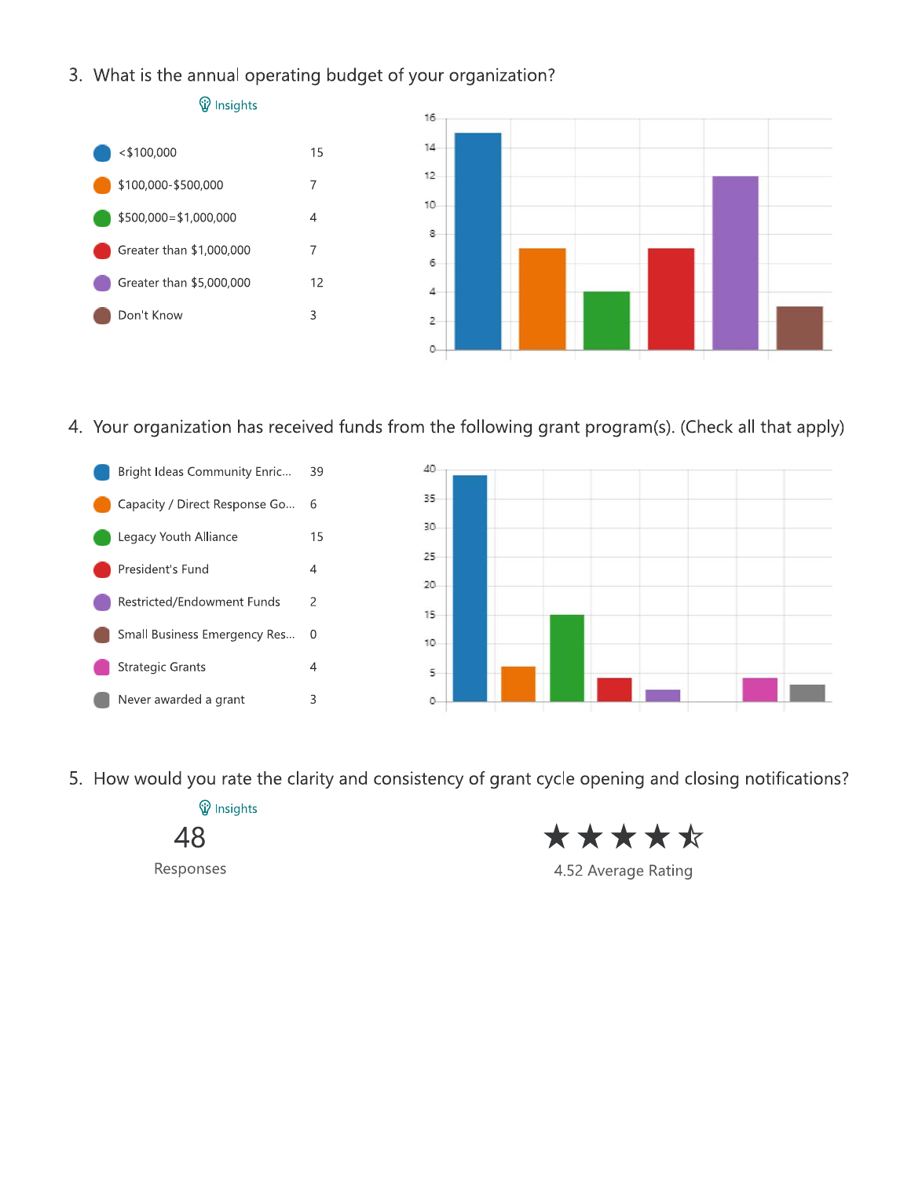3. What is the annual operating budget of your organization?

Insights

| Option | Count |
|---|---|
| <$100,000 | 15 |
| $100,000-$500,000 | 7 |
| $500,000=$1,000,000 | 4 |
| Greater than $1,000,000 | 7 |
| Greater than $5,000,000 | 12 |
| Don't Know | 3 |

4. Your organization has received funds from the following grant program(s). (Check all that apply)

| Option | Count |
|---|---|
| Bright Ideas Community Enric... | 39 |
| Capacity / Direct Response Go... | 6 |
| Legacy Youth Alliance | 15 |
| President's Fund | 4 |
| Restricted/Endowment Funds | 2 |
| Small Business Emergency Res... | 0 |
| Strategic Grants | 4 |
| Never awarded a grant | 3 |

5. How would you rate the clarity and consistency of grant cycle opening and closing notifications?

Insights

48

Responses

4.52 Average Rating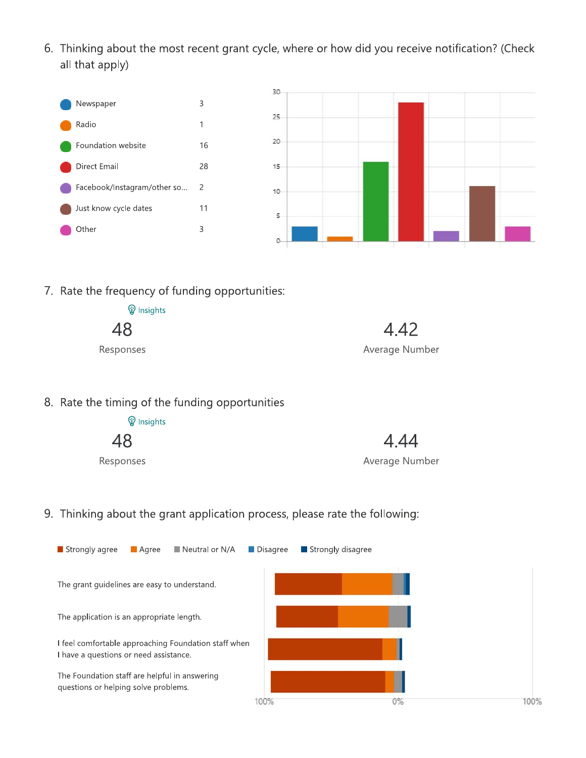6. Thinking about the most recent grant cycle, where or how did you receive notification? (Check all that apply)

| Option | Count |
|---|---|
| Newspaper | 3 |
| Radio | 1 |
| Foundation website | 16 |
| Direct Email | 28 |
| Facebook/Instagram/other so... | 2 |
| Just know cycle dates | 11 |
| Other | 3 |

7. Rate the frequency of funding opportunities:

Insights

48 Responses

4.42 Average Number

8. Rate the timing of the funding opportunities

Insights

48 Responses

4.44 Average Number

9. Thinking about the grant application process, please rate the following:

Strongly agree | Agree | Neutral or N/A | Disagree | Strongly disagree

- The grant guidelines are easy to understand.
- The application is an appropriate length.
- I feel comfortable approaching Foundation staff when I have a questions or need assistance.
- The Foundation staff are helpful in answering questions or helping solve problems.

100% | 0% | 100%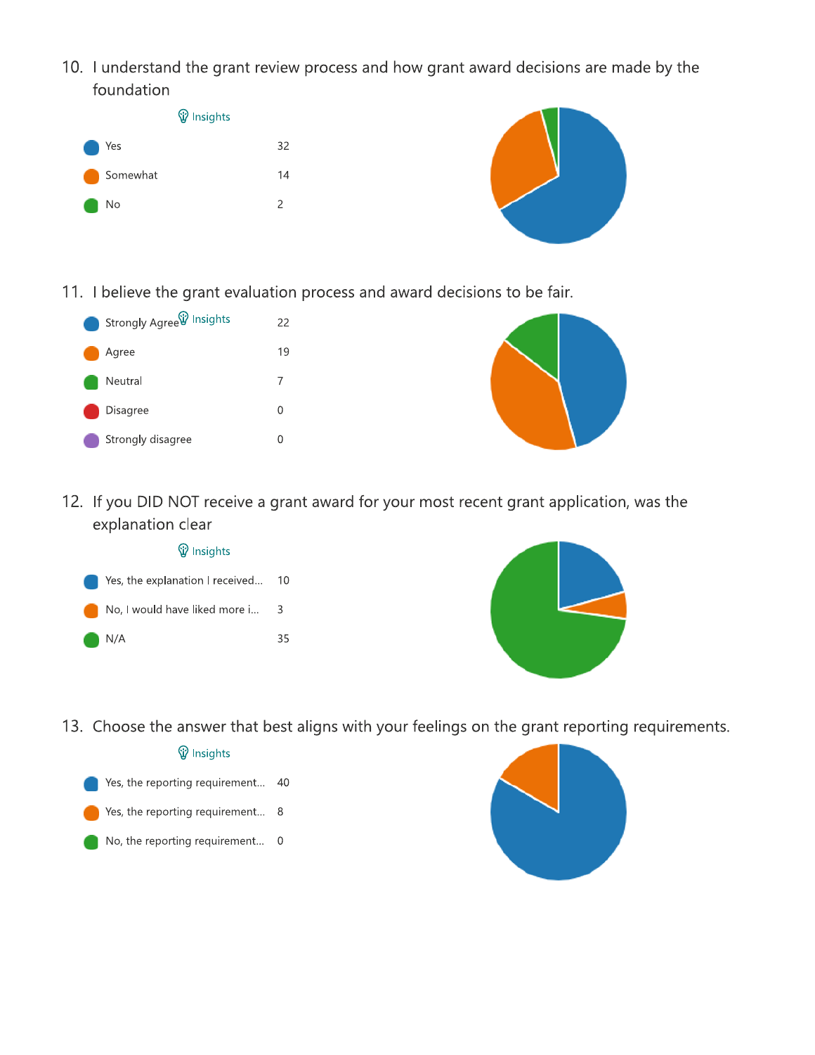10. I understand the grant review process and how grant award decisions are made by the foundation

Insights

| Response | Count |
|---|---|
| Yes | 32 |
| Somewhat | 14 |
| No | 2 |

11. I believe the grant evaluation process and award decisions to be fair.

Insights

| Response | Count |
|---|---|
| Strongly Agree | 22 |
| Agree | 19 |
| Neutral | 7 |
| Disagree | 0 |
| Strongly disagree | 0 |

12. If you DID NOT receive a grant award for your most recent grant application, was the explanation clear

Insights

| Response | Count |
|---|---|
| Yes, the explanation I received... | 10 |
| No, I would have liked more i... | 3 |
| N/A | 35 |

13. Choose the answer that best aligns with your feelings on the grant reporting requirements.

Insights

| Response | Count |
|---|---|
| Yes, the reporting requirement... | 40 |
| Yes, the reporting requirement... | 8 |
| No, the reporting requirement... | 0 |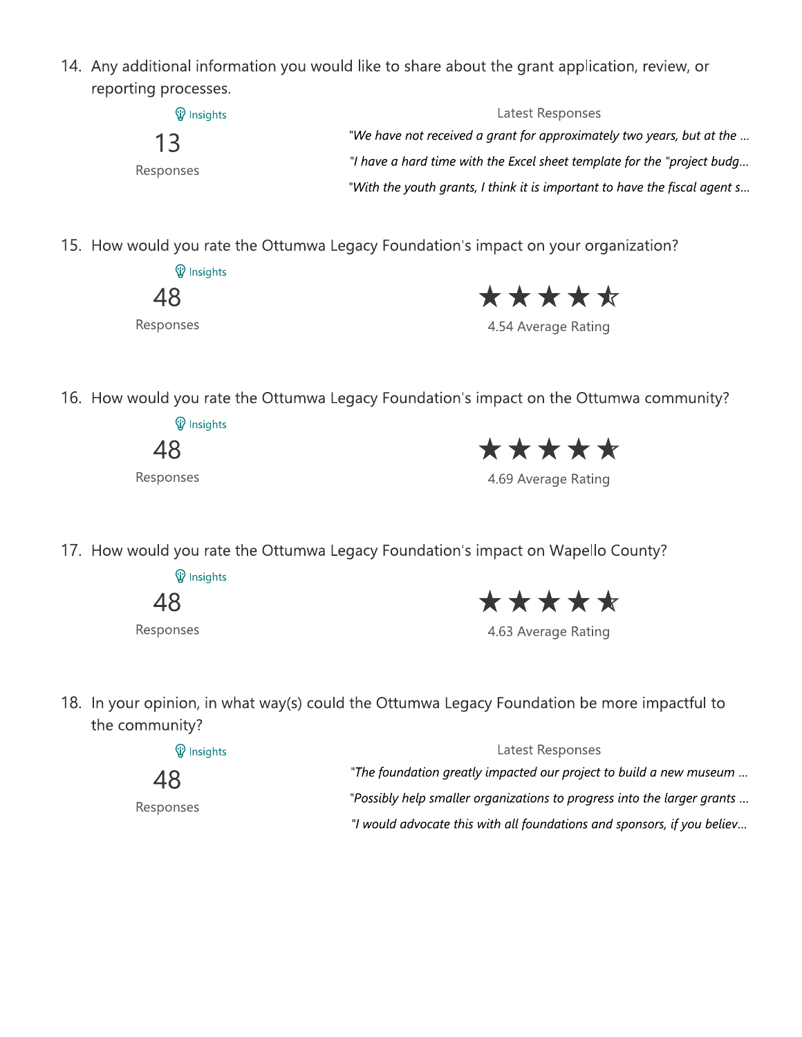14. Any additional information you would like to share about the grant application, review, or reporting processes.

Insights

13

Responses

Latest Responses

*"We have not received a grant for approximately two years, but at the ...*

*"I have a hard time with the Excel sheet template for the "project budg...*

*"With the youth grants, I think it is important to have the fiscal agent s...*

15. How would you rate the Ottumwa Legacy Foundation's impact on your organization?

Insights

48

Responses

★★★★☆

4.54 Average Rating

16. How would you rate the Ottumwa Legacy Foundation's impact on the Ottumwa community?

Insights

48

Responses

★★★★★

4.69 Average Rating

17. How would you rate the Ottumwa Legacy Foundation's impact on Wapello County?

Insights

48

Responses

★★★★☆

4.63 Average Rating

18. In your opinion, in what way(s) could the Ottumwa Legacy Foundation be more impactful to the community?

Insights

48

Responses

Latest Responses

*"The foundation greatly impacted our project to build a new museum ...*

*"Possibly help smaller organizations to progress into the larger grants ...*

*"I would advocate this with all foundations and sponsors, if you believ...*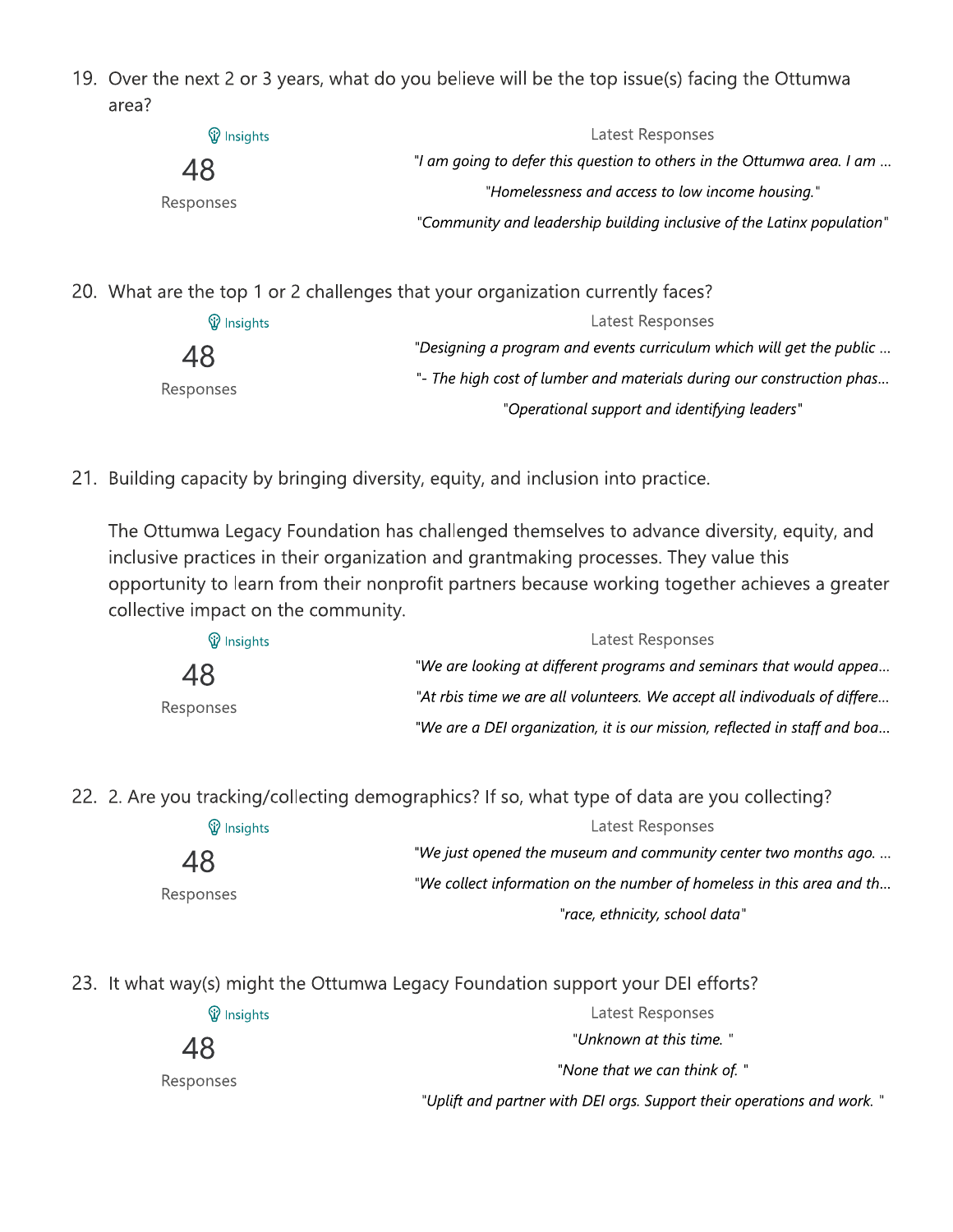19. Over the next 2 or 3 years, what do you believe will be the top issue(s) facing the Ottumwa area?

Insights

48

Responses

Latest Responses

*"I am going to defer this question to others in the Ottumwa area. I am ...*

*"Homelessness and access to low income housing."*

*"Community and leadership building inclusive of the Latinx population"*

20. What are the top 1 or 2 challenges that your organization currently faces?

Insights

48

Responses

Latest Responses

*"Designing a program and events curriculum which will get the public ...*

*"- The high cost of lumber and materials during our construction phas...*

*"Operational support and identifying leaders"*

21. Building capacity by bringing diversity, equity, and inclusion into practice.

The Ottumwa Legacy Foundation has challenged themselves to advance diversity, equity, and inclusive practices in their organization and grantmaking processes. They value this opportunity to learn from their nonprofit partners because working together achieves a greater collective impact on the community.

Insights

48

Responses

Latest Responses

*"We are looking at different programs and seminars that would appea...*

*"At rbis time we are all volunteers. We accept all indivoduals of differe...*

*"We are a DEI organization, it is our mission, reflected in staff and boa...*

22. 2. Are you tracking/collecting demographics? If so, what type of data are you collecting?

Insights

48

Responses

Latest Responses

*"We just opened the museum and community center two months ago. ...*

*"We collect information on the number of homeless in this area and th...*

*"race, ethnicity, school data"*

23. It what way(s) might the Ottumwa Legacy Foundation support your DEI efforts?

Insights

48

Responses

Latest Responses

*"Unknown at this time. "*

*"None that we can think of. "*

*"Uplift and partner with DEI orgs. Support their operations and work. "*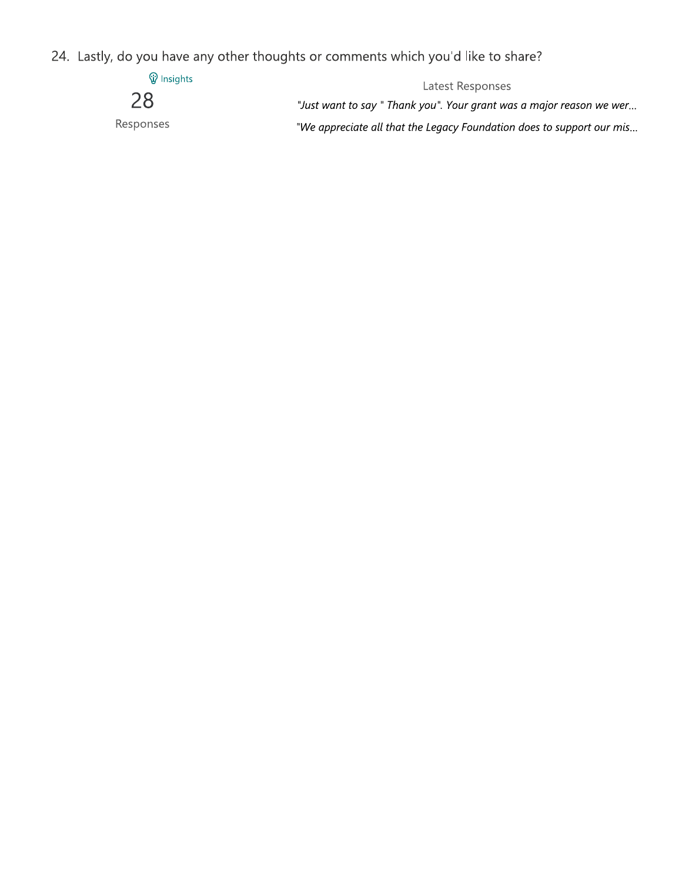24. Lastly, do you have any other thoughts or comments which you'd like to share?

Insights

28

Responses

Latest Responses

*"Just want to say " Thank you". Your grant was a major reason we wer...*

*"We appreciate all that the Legacy Foundation does to support our mis...*